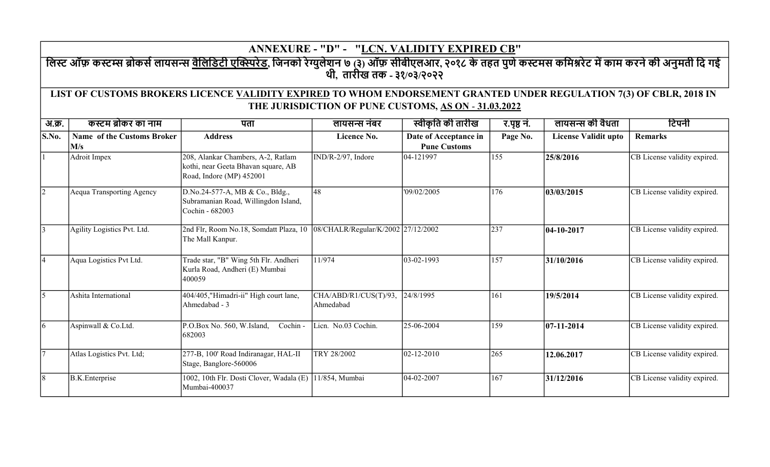## ANNEXURE - "D" - "<u>LCN. VALIDITY EXPIRED CB</u>"

**लिस्ट ऑफ़ कस्टम्स ब्रोकर्स लायसन्स <u>वैलिडिटी एक्स्पिरेड</u>, जिनको रेग्युलेशन ७ (३) ऑफ़ सीबीएलआर, २०१८ के तहत पुणे कस्टमस कमिश्नरेट में काम करने की अनुमती दि गई थी, तारीख तक - ३१/०३/२०२२**

**LIST OF CUSTOMS BROKERS LICENCE <u>VALIDITY EXPIRED</u> TO WHOM ENDORSEMENT GRANTED UNDER REGULATION 7(3) OF CBLR, 2018 IN THE JURISDICTION OF PUNE CUSTOMS, <u>AS ON - 31.03.2022</u>**

| अ.क्र. | कस्टम ब्रोकर का नाम | पता | लायसन्स नंबर | स्वीकृति की तारीख | र.पृष्ठ नं. | लायसन्स की वैधता | टिपनी |
|---|---|---|---|---|---|---|---|
| **S.No.** | **Name of the Customs Broker M/s** | **Address** | **Licence No.** | **Date of Acceptance in Pune Customs** | **Page No.** | **License Validit upto** | **Remarks** |
| 1 | Adroit Impex | 208, Alankar Chambers, A-2, Ratlam kothi, near Geeta Bhavan square, AB Road, Indore (MP) 452001 | IND/R-2/97, Indore | 04-121997 | 155 | **25/8/2016** | CB License validity expired. |
| 2 | Aequa Transporting Agency | D.No.24-577-A, MB & Co., Bldg., Subramanian Road, Willingdon Island, Cochin - 682003 | 48 | '09/02/2005 | 176 | **03/03/2015** | CB License validity expired. |
| 3 | Agility Logistics Pvt. Ltd. | 2nd Flr, Room No.18, Somdatt Plaza, 10 The Mall Kanpur. | 08/CHALR/Regular/K/2002 | 27/12/2002 | 237 | **04-10-2017** | CB License validity expired. |
| 4 | Aqua Logistics Pvt Ltd. | Trade star, "B" Wing 5th Flr. Andheri Kurla Road, Andheri (E) Mumbai 400059 | 11/974 | 03-02-1993 | 157 | **31/10/2016** | CB License validity expired. |
| 5 | Ashita International | 404/405,"Himadri-ii" High court lane, Ahmedabad - 3 | CHA/ABD/R1/CUS(T)/93, Ahmedabad | 24/8/1995 | 161 | **19/5/2014** | CB License validity expired. |
| 6 | Aspinwall & Co.Ltd. | P.O.Box No. 560, W.Island, Cochin - 682003 | Licn. No.03 Cochin. | 25-06-2004 | 159 | **07-11-2014** | CB License validity expired. |
| 7 | Atlas Logistics Pvt. Ltd; | 277-B, 100' Road Indiranagar, HAL-II Stage, Banglore-560006 | TRY 28/2002 | 02-12-2010 | 265 | **12.06.2017** | CB License validity expired. |
| 8 | B.K.Enterprise | 1002, 10th Flr. Dosti Clover, Wadala (E) Mumbai-400037 | 11/854, Mumbai | 04-02-2007 | 167 | **31/12/2016** | CB License validity expired. |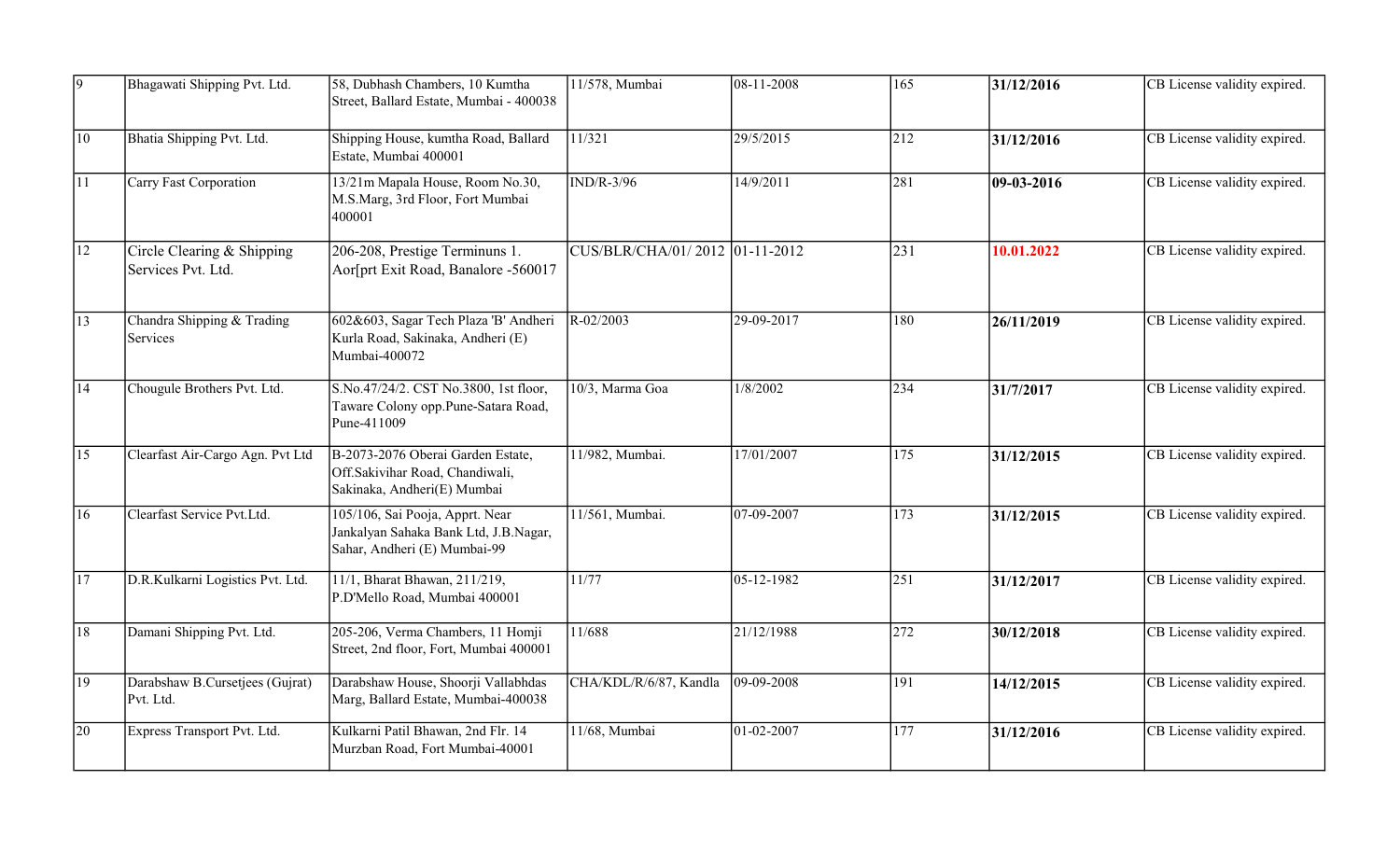| | | | | | | | |
|---|---|---|---|---|---|---|---|
| 9 | Bhagawati Shipping Pvt. Ltd. | 58, Dubhash Chambers, 10 Kumtha Street, Ballard Estate, Mumbai - 400038 | 11/578, Mumbai | 08-11-2008 | 165 | **31/12/2016** | CB License validity expired. |
| 10 | Bhatia Shipping Pvt. Ltd. | Shipping House, kumtha Road, Ballard Estate, Mumbai 400001 | 11/321 | 29/5/2015 | 212 | **31/12/2016** | CB License validity expired. |
| 11 | Carry Fast Corporation | 13/21m Mapala House, Room No.30, M.S.Marg, 3rd Floor, Fort Mumbai 400001 | IND/R-3/96 | 14/9/2011 | 281 | **09-03-2016** | CB License validity expired. |
| 12 | Circle Clearing & Shipping Services Pvt. Ltd. | 206-208, Prestige Terminuns 1. Aor[prt Exit Road, Banalore -560017 | CUS/BLR/CHA/01/ 2012 | 01-11-2012 | 231 | **10.01.2022** | CB License validity expired. |
| 13 | Chandra Shipping & Trading Services | 602&603, Sagar Tech Plaza 'B' Andheri Kurla Road, Sakinaka, Andheri (E) Mumbai-400072 | R-02/2003 | 29-09-2017 | 180 | **26/11/2019** | CB License validity expired. |
| 14 | Chougule Brothers Pvt. Ltd. | S.No.47/24/2. CST No.3800, 1st floor, Taware Colony opp.Pune-Satara Road, Pune-411009 | 10/3, Marma Goa | 1/8/2002 | 234 | **31/7/2017** | CB License validity expired. |
| 15 | Clearfast Air-Cargo Agn. Pvt Ltd | B-2073-2076 Oberai Garden Estate, Off.Sakivihar Road, Chandiwali, Sakinaka, Andheri(E) Mumbai | 11/982, Mumbai. | 17/01/2007 | 175 | **31/12/2015** | CB License validity expired. |
| 16 | Clearfast Service Pvt.Ltd. | 105/106, Sai Pooja, Apprt. Near Jankalyan Sahaka Bank Ltd, J.B.Nagar, Sahar, Andheri (E) Mumbai-99 | 11/561, Mumbai. | 07-09-2007 | 173 | **31/12/2015** | CB License validity expired. |
| 17 | D.R.Kulkarni Logistics Pvt. Ltd. | 11/1, Bharat Bhawan, 211/219, P.D'Mello Road, Mumbai 400001 | 11/77 | 05-12-1982 | 251 | **31/12/2017** | CB License validity expired. |
| 18 | Damani Shipping Pvt. Ltd. | 205-206, Verma Chambers, 11 Homji Street, 2nd floor, Fort, Mumbai 400001 | 11/688 | 21/12/1988 | 272 | **30/12/2018** | CB License validity expired. |
| 19 | Darabshaw B.Cursetjees (Gujrat) Pvt. Ltd. | Darabshaw House, Shoorji Vallabhdas Marg, Ballard Estate, Mumbai-400038 | CHA/KDL/R/6/87, Kandla | 09-09-2008 | 191 | **14/12/2015** | CB License validity expired. |
| 20 | Express Transport Pvt. Ltd. | Kulkarni Patil Bhawan, 2nd Flr. 14 Murzban Road, Fort Mumbai-40001 | 11/68, Mumbai | 01-02-2007 | 177 | **31/12/2016** | CB License validity expired. |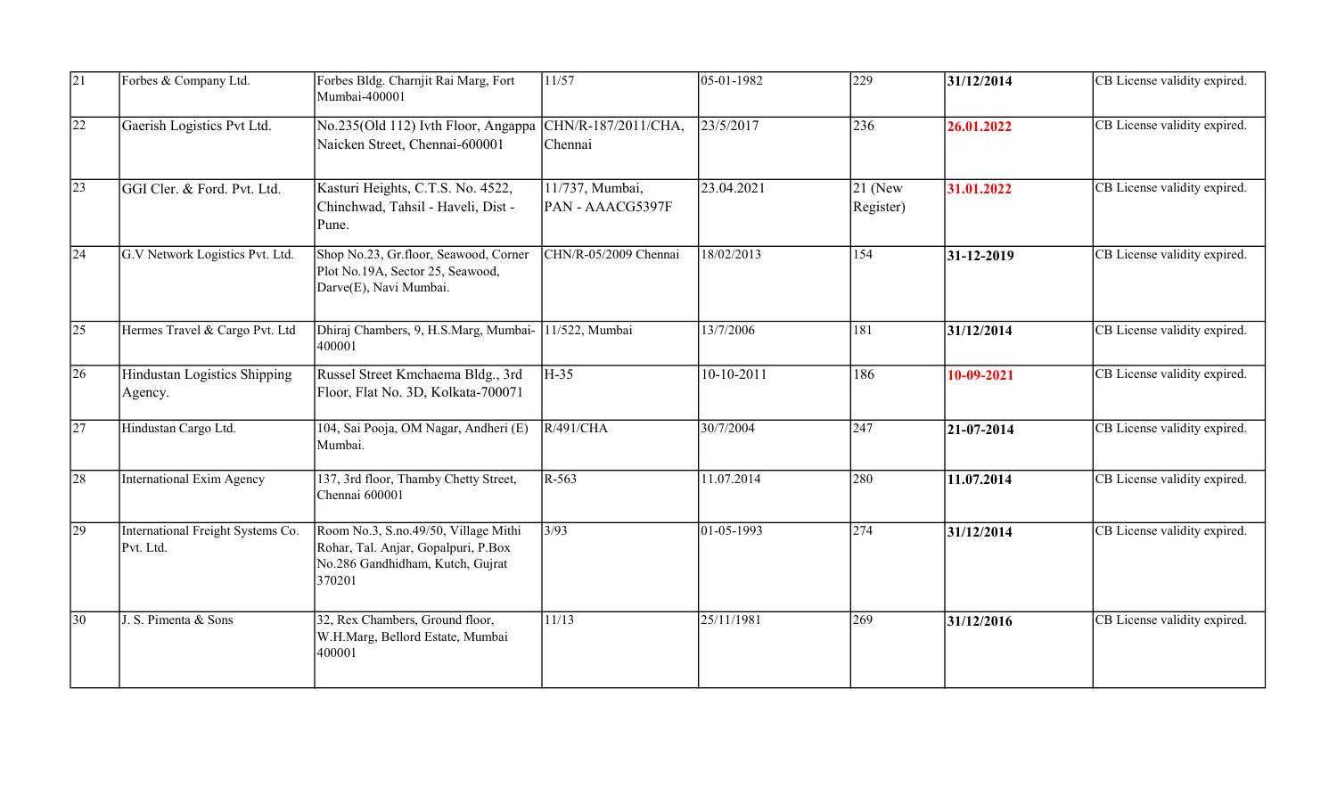| 21 | Forbes & Company Ltd. | Forbes Bldg. Charnjit Rai Marg, Fort Mumbai-400001 | 11/57 | 05-01-1982 | 229 | **31/12/2014** | CB License validity expired. |
|---|---|---|---|---|---|---|---|
| 22 | Gaerish Logistics Pvt Ltd. | No.235(Old 112) Ivth Floor, Angappa Naicken Street, Chennai-600001 | CHN/R-187/2011/CHA, Chennai | 23/5/2017 | 236 | **26.01.2022** | CB License validity expired. |
| 23 | GGI Cler. & Ford. Pvt. Ltd. | Kasturi Heights, C.T.S. No. 4522, Chinchwad, Tahsil - Haveli, Dist - Pune. | 11/737, Mumbai, PAN - AAACG5397F | 23.04.2021 | 21 (New Register) | **31.01.2022** | CB License validity expired. |
| 24 | G.V Network Logistics Pvt. Ltd. | Shop No.23, Gr.floor, Seawood, Corner Plot No.19A, Sector 25, Seawood, Darve(E), Navi Mumbai. | CHN/R-05/2009 Chennai | 18/02/2013 | 154 | **31-12-2019** | CB License validity expired. |
| 25 | Hermes Travel & Cargo Pvt. Ltd | Dhiraj Chambers, 9, H.S.Marg, Mumbai-400001 | 11/522, Mumbai | 13/7/2006 | 181 | **31/12/2014** | CB License validity expired. |
| 26 | Hindustan Logistics Shipping Agency. | Russel Street Kmchaema Bldg., 3rd Floor, Flat No. 3D, Kolkata-700071 | H-35 | 10-10-2011 | 186 | **10-09-2021** | CB License validity expired. |
| 27 | Hindustan Cargo Ltd. | 104, Sai Pooja, OM Nagar, Andheri (E) Mumbai. | R/491/CHA | 30/7/2004 | 247 | **21-07-2014** | CB License validity expired. |
| 28 | International Exim Agency | 137, 3rd floor, Thamby Chetty Street, Chennai 600001 | R-563 | 11.07.2014 | 280 | **11.07.2014** | CB License validity expired. |
| 29 | International Freight Systems Co. Pvt. Ltd. | Room No.3, S.no.49/50, Village Mithi Rohar, Tal. Anjar, Gopalpuri, P.Box No.286 Gandhidham, Kutch, Gujrat 370201 | 3/93 | 01-05-1993 | 274 | **31/12/2014** | CB License validity expired. |
| 30 | J. S. Pimenta & Sons | 32, Rex Chambers, Ground floor, W.H.Marg, Bellord Estate, Mumbai 400001 | 11/13 | 25/11/1981 | 269 | **31/12/2016** | CB License validity expired. |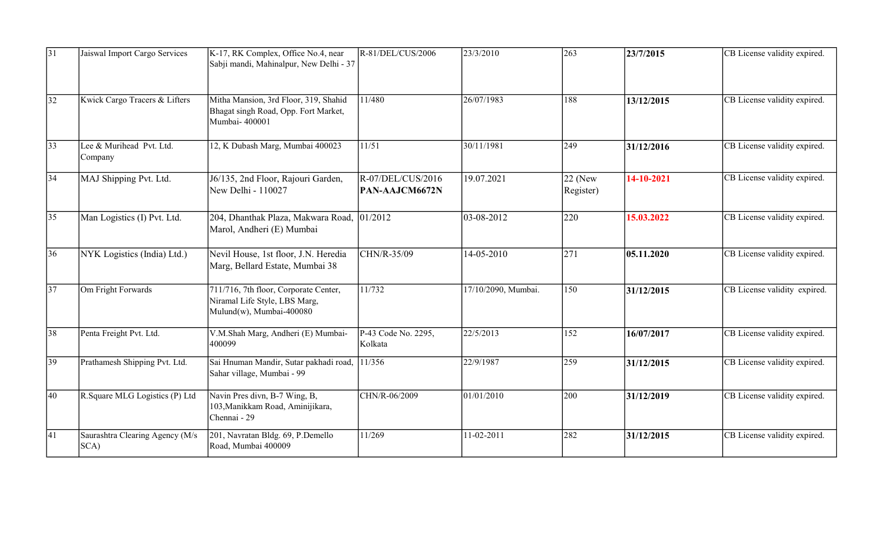| 31 | Jaiswal Import Cargo Services | K-17, RK Complex, Office No.4, near Sabji mandi, Mahinalpur, New Delhi - 37 | R-81/DEL/CUS/2006 | 23/3/2010 | 263 | **23/7/2015** | CB License validity expired. |
|---|---|---|---|---|---|---|---|
| 32 | Kwick Cargo Tracers & Lifters | Mitha Mansion, 3rd Floor, 319, Shahid Bhagat singh Road, Opp. Fort Market, Mumbai- 400001 | 11/480 | 26/07/1983 | 188 | **13/12/2015** | CB License validity expired. |
| 33 | Lee & Murihead Pvt. Ltd. Company | 12, K Dubash Marg, Mumbai 400023 | 11/51 | 30/11/1981 | 249 | **31/12/2016** | CB License validity expired. |
| 34 | MAJ Shipping Pvt. Ltd. | J6/135, 2nd Floor, Rajouri Garden, New Delhi - 110027 | R-07/DEL/CUS/2016 **PAN-AAJCM6672N** | 19.07.2021 | 22 (New Register) | **14-10-2021** | CB License validity expired. |
| 35 | Man Logistics (I) Pvt. Ltd. | 204, Dhanthak Plaza, Makwara Road, Marol, Andheri (E) Mumbai | 01/2012 | 03-08-2012 | 220 | **15.03.2022** | CB License validity expired. |
| 36 | NYK Logistics (India) Ltd.) | Nevil House, 1st floor, J.N. Heredia Marg, Bellard Estate, Mumbai 38 | CHN/R-35/09 | 14-05-2010 | 271 | **05.11.2020** | CB License validity expired. |
| 37 | Om Fright Forwards | 711/716, 7th floor, Corporate Center, Niramal Life Style, LBS Marg, Mulund(w), Mumbai-400080 | 11/732 | 17/10/2090, Mumbai. | 150 | **31/12/2015** | CB License validity expired. |
| 38 | Penta Freight Pvt. Ltd. | V.M.Shah Marg, Andheri (E) Mumbai-400099 | P-43 Code No. 2295, Kolkata | 22/5/2013 | 152 | **16/07/2017** | CB License validity expired. |
| 39 | Prathamesh Shipping Pvt. Ltd. | Sai Hnuman Mandir, Sutar pakhadi road, Sahar village, Mumbai - 99 | 11/356 | 22/9/1987 | 259 | **31/12/2015** | CB License validity expired. |
| 40 | R.Square MLG Logistics (P) Ltd | Navin Pres divn, B-7 Wing, B, 103,Manikkam Road, Aminijikara, Chennai - 29 | CHN/R-06/2009 | 01/01/2010 | 200 | **31/12/2019** | CB License validity expired. |
| 41 | Saurashtra Clearing Agency (M/s SCA) | 201, Navratan Bldg. 69, P.Demello Road, Mumbai 400009 | 11/269 | 11-02-2011 | 282 | **31/12/2015** | CB License validity expired. |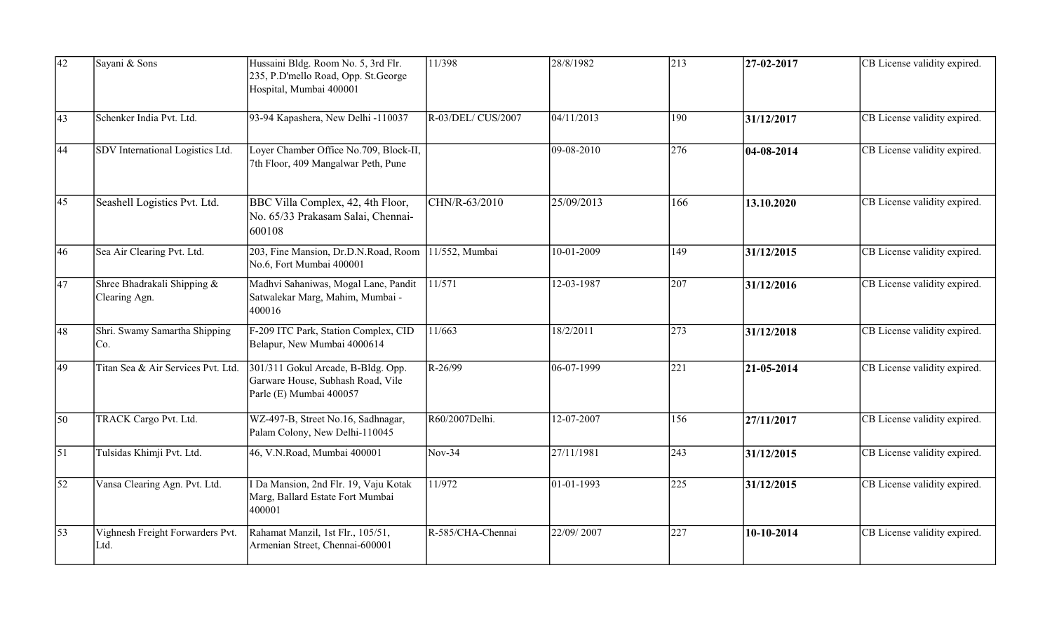| | | | | | | | |
|---|---|---|---|---|---|---|---|
| 42 | Sayani & Sons | Hussaini Bldg. Room No. 5, 3rd Flr. 235, P.D'mello Road, Opp. St.George Hospital, Mumbai 400001 | 11/398 | 28/8/1982 | 213 | **27-02-2017** | CB License validity expired. |
| 43 | Schenker India Pvt. Ltd. | 93-94 Kapashera, New Delhi -110037 | R-03/DEL/ CUS/2007 | 04/11/2013 | 190 | **31/12/2017** | CB License validity expired. |
| 44 | SDV International Logistics Ltd. | Loyer Chamber Office No.709, Block-II, 7th Floor, 409 Mangalwar Peth, Pune | | 09-08-2010 | 276 | **04-08-2014** | CB License validity expired. |
| 45 | Seashell Logistics Pvt. Ltd. | BBC Villa Complex, 42, 4th Floor, No. 65/33 Prakasam Salai, Chennai-600108 | CHN/R-63/2010 | 25/09/2013 | 166 | **13.10.2020** | CB License validity expired. |
| 46 | Sea Air Clearing Pvt. Ltd. | 203, Fine Mansion, Dr.D.N.Road, Room No.6, Fort Mumbai 400001 | 11/552, Mumbai | 10-01-2009 | 149 | **31/12/2015** | CB License validity expired. |
| 47 | Shree Bhadrakali Shipping & Clearing Agn. | Madhvi Sahaniwas, Mogal Lane, Pandit Satwalekar Marg, Mahim, Mumbai - 400016 | 11/571 | 12-03-1987 | 207 | **31/12/2016** | CB License validity expired. |
| 48 | Shri. Swamy Samartha Shipping Co. | F-209 ITC Park, Station Complex, CID Belapur, New Mumbai 4000614 | 11/663 | 18/2/2011 | 273 | **31/12/2018** | CB License validity expired. |
| 49 | Titan Sea & Air Services Pvt. Ltd. | 301/311 Gokul Arcade, B-Bldg. Opp. Garware House, Subhash Road, Vile Parle (E) Mumbai 400057 | R-26/99 | 06-07-1999 | 221 | **21-05-2014** | CB License validity expired. |
| 50 | TRACK Cargo Pvt. Ltd. | WZ-497-B, Street No.16, Sadhnagar, Palam Colony, New Delhi-110045 | R60/2007Delhi. | 12-07-2007 | 156 | **27/11/2017** | CB License validity expired. |
| 51 | Tulsidas Khimji Pvt. Ltd. | 46, V.N.Road, Mumbai 400001 | Nov-34 | 27/11/1981 | 243 | **31/12/2015** | CB License validity expired. |
| 52 | Vansa Clearing Agn. Pvt. Ltd. | I Da Mansion, 2nd Flr. 19, Vaju Kotak Marg, Ballard Estate Fort Mumbai 400001 | 11/972 | 01-01-1993 | 225 | **31/12/2015** | CB License validity expired. |
| 53 | Vighnesh Freight Forwarders Pvt. Ltd. | Rahamat Manzil, 1st Flr., 105/51, Armenian Street, Chennai-600001 | R-585/CHA-Chennai | 22/09/ 2007 | 227 | **10-10-2014** | CB License validity expired. |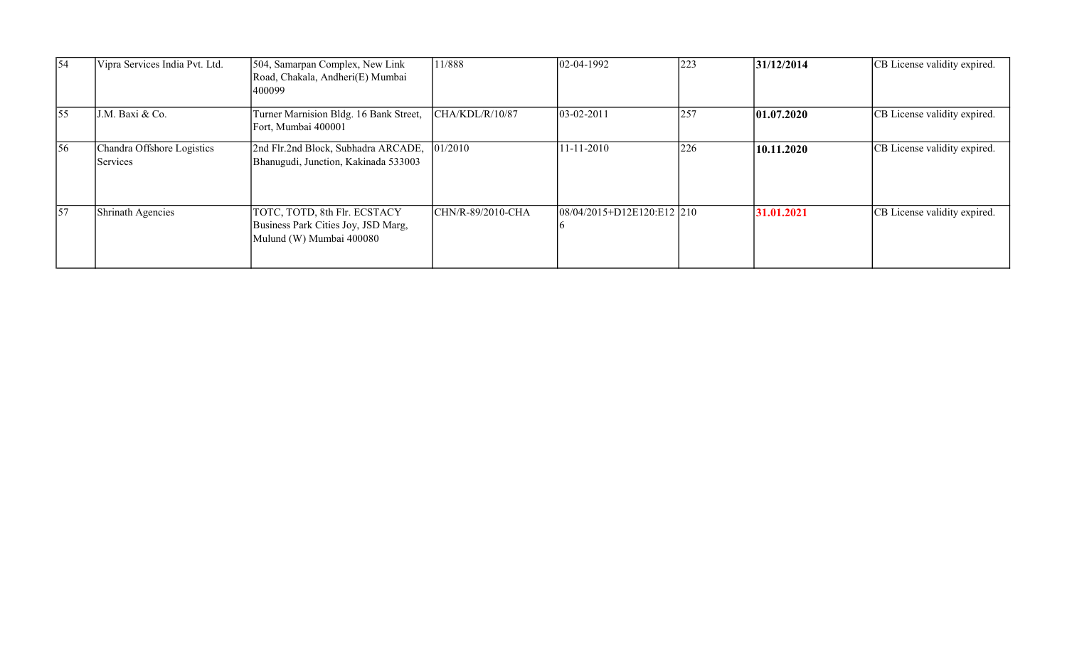| | | | | | | | |
|---|---|---|---|---|---|---|---|
| 54 | Vipra Services India Pvt. Ltd. | 504, Samarpan Complex, New Link Road, Chakala, Andheri(E) Mumbai 400099 | 11/888 | 02-04-1992 | 223 | **31/12/2014** | CB License validity expired. |
| 55 | J.M. Baxi & Co. | Turner Marnision Bldg. 16 Bank Street, Fort, Mumbai 400001 | CHA/KDL/R/10/87 | 03-02-2011 | 257 | **01.07.2020** | CB License validity expired. |
| 56 | Chandra Offshore Logistics Services | 2nd Flr.2nd Block, Subhadra ARCADE, Bhanugudi, Junction, Kakinada 533003 | 01/2010 | 11-11-2010 | 226 | **10.11.2020** | CB License validity expired. |
| 57 | Shrinath Agencies | TOTC, TOTD, 8th Flr. ECSTACY Business Park Cities Joy, JSD Marg, Mulund (W) Mumbai 400080 | CHN/R-89/2010-CHA | 08/04/2015+D12E120:E126 | 210 | **31.01.2021** | CB License validity expired. |